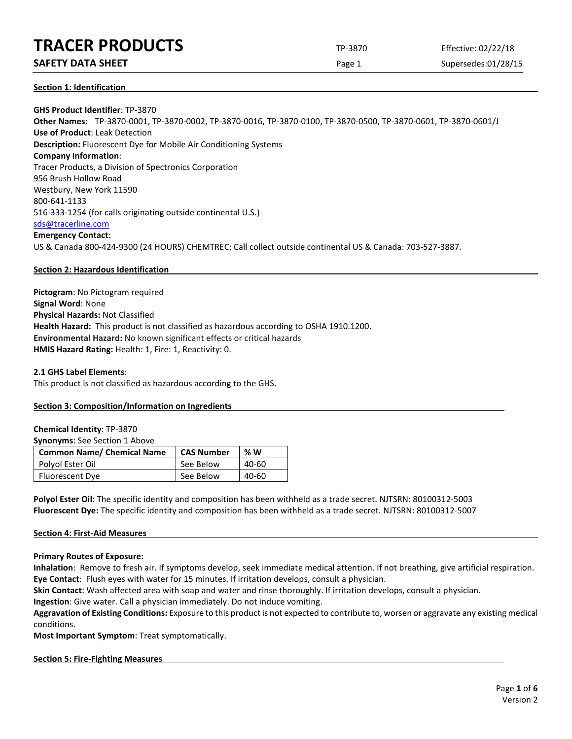# TRACER PRODUCTS

## SAFETY DATA SHEET

TP-3870 | Effective: 02/22/18 | Supersedes: 01/28/15

### Section 1: Identification

**GHS Product Identifier**: TP-3870
**Other Names**: TP-3870-0001, TP-3870-0002, TP-3870-0016, TP-3870-0100, TP-3870-0500, TP-3870-0601, TP-3870-0601/J
**Use of Product**: Leak Detection
**Description:** Fluorescent Dye for Mobile Air Conditioning Systems
**Company Information**:
Tracer Products, a Division of Spectronics Corporation
956 Brush Hollow Road
Westbury, New York 11590
800-641-1133
516-333-1254 (for calls originating outside continental U.S.)
sds@tracerline.com
**Emergency Contact**:
US & Canada 800-424-9300 (24 HOURS) CHEMTREC; Call collect outside continental US & Canada: 703-527-3887.

### Section 2: Hazardous Identification

**Pictogram**: No Pictogram required
**Signal Word**: None
**Physical Hazards:** Not Classified
**Health Hazard:** This product is not classified as hazardous according to OSHA 1910.1200.
**Environmental Hazard:** No known significant effects or critical hazards
**HMIS Hazard Rating:** Health: 1, Fire: 1, Reactivity: 0.

**2.1 GHS Label Elements**:
This product is not classified as hazardous according to the GHS.

### Section 3: Composition/Information on Ingredients

**Chemical Identity**: TP-3870
**Synonyms**: See Section 1 Above

| Common Name/ Chemical Name | CAS Number | % W |
|---|---|---|
| Polyol Ester Oil | See Below | 40-60 |
| Fluorescent Dye | See Below | 40-60 |

**Polyol Ester Oil:** The specific identity and composition has been withheld as a trade secret. NJTSRN: 80100312-5003
**Fluorescent Dye:** The specific identity and composition has been withheld as a trade secret. NJTSRN: 80100312-5007

### Section 4: First-Aid Measures

**Primary Routes of Exposure:**
**Inhalation**: Remove to fresh air. If symptoms develop, seek immediate medical attention. If not breathing, give artificial respiration.
**Eye Contact**: Flush eyes with water for 15 minutes. If irritation develops, consult a physician.
**Skin Contact**: Wash affected area with soap and water and rinse thoroughly. If irritation develops, consult a physician.
**Ingestion**: Give water. Call a physician immediately. Do not induce vomiting.
**Aggravation of Existing Conditions:** Exposure to this product is not expected to contribute to, worsen or aggravate any existing medical conditions.
**Most Important Symptom**: Treat symptomatically.

### Section 5: Fire-Fighting Measures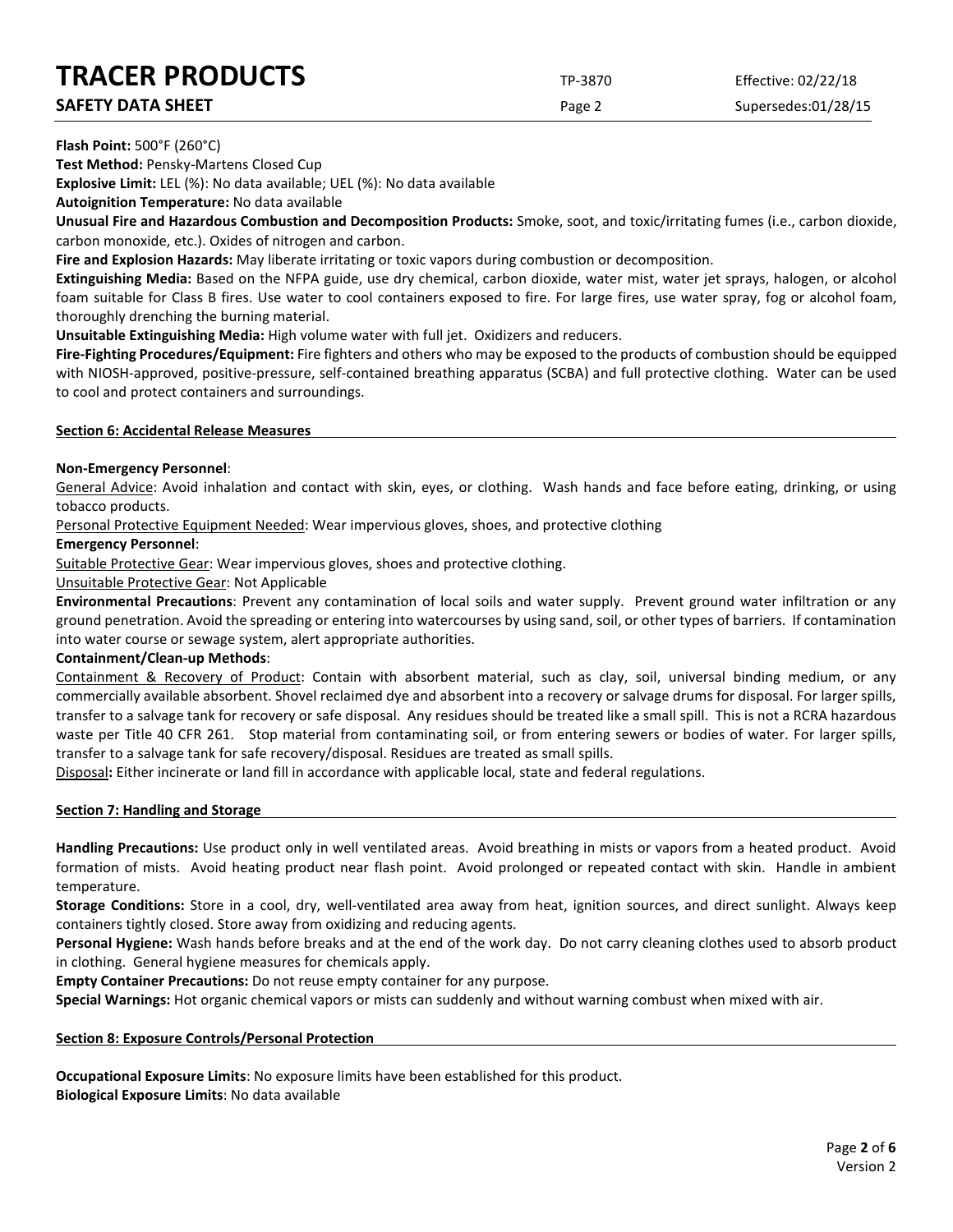**Flash Point:** 500°F (260°C)
**Test Method:** Pensky-Martens Closed Cup
**Explosive Limit:** LEL (%): No data available; UEL (%): No data available
**Autoignition Temperature:** No data available
**Unusual Fire and Hazardous Combustion and Decomposition Products:** Smoke, soot, and toxic/irritating fumes (i.e., carbon dioxide, carbon monoxide, etc.). Oxides of nitrogen and carbon.
**Fire and Explosion Hazards:** May liberate irritating or toxic vapors during combustion or decomposition.
**Extinguishing Media:** Based on the NFPA guide, use dry chemical, carbon dioxide, water mist, water jet sprays, halogen, or alcohol foam suitable for Class B fires. Use water to cool containers exposed to fire. For large fires, use water spray, fog or alcohol foam, thoroughly drenching the burning material.
**Unsuitable Extinguishing Media:** High volume water with full jet. Oxidizers and reducers.
**Fire-Fighting Procedures/Equipment:** Fire fighters and others who may be exposed to the products of combustion should be equipped with NIOSH-approved, positive-pressure, self-contained breathing apparatus (SCBA) and full protective clothing. Water can be used to cool and protect containers and surroundings.

## Section 6: Accidental Release Measures

**Non-Emergency Personnel**:
General Advice: Avoid inhalation and contact with skin, eyes, or clothing. Wash hands and face before eating, drinking, or using tobacco products.
Personal Protective Equipment Needed: Wear impervious gloves, shoes, and protective clothing
**Emergency Personnel**:
Suitable Protective Gear: Wear impervious gloves, shoes and protective clothing.
Unsuitable Protective Gear: Not Applicable
**Environmental Precautions**: Prevent any contamination of local soils and water supply. Prevent ground water infiltration or any ground penetration. Avoid the spreading or entering into watercourses by using sand, soil, or other types of barriers. If contamination into water course or sewage system, alert appropriate authorities.
**Containment/Clean-up Methods**:
Containment & Recovery of Product: Contain with absorbent material, such as clay, soil, universal binding medium, or any commercially available absorbent. Shovel reclaimed dye and absorbent into a recovery or salvage drums for disposal. For larger spills, transfer to a salvage tank for recovery or safe disposal. Any residues should be treated like a small spill. This is not a RCRA hazardous waste per Title 40 CFR 261. Stop material from contaminating soil, or from entering sewers or bodies of water. For larger spills, transfer to a salvage tank for safe recovery/disposal. Residues are treated as small spills.
Disposal**:** Either incinerate or land fill in accordance with applicable local, state and federal regulations.

## Section 7: Handling and Storage

**Handling Precautions:** Use product only in well ventilated areas. Avoid breathing in mists or vapors from a heated product. Avoid formation of mists. Avoid heating product near flash point. Avoid prolonged or repeated contact with skin. Handle in ambient temperature.
**Storage Conditions:** Store in a cool, dry, well-ventilated area away from heat, ignition sources, and direct sunlight. Always keep containers tightly closed. Store away from oxidizing and reducing agents.
**Personal Hygiene:** Wash hands before breaks and at the end of the work day. Do not carry cleaning clothes used to absorb product in clothing. General hygiene measures for chemicals apply.
**Empty Container Precautions:** Do not reuse empty container for any purpose.
**Special Warnings:** Hot organic chemical vapors or mists can suddenly and without warning combust when mixed with air.

## Section 8: Exposure Controls/Personal Protection

**Occupational Exposure Limits**: No exposure limits have been established for this product.
**Biological Exposure Limits**: No data available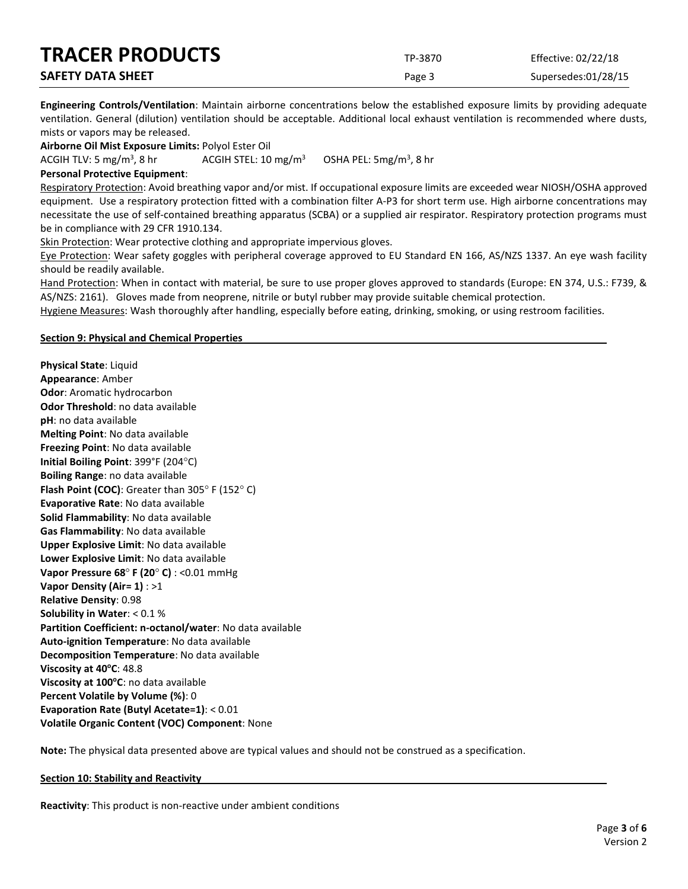**Engineering Controls/Ventilation**: Maintain airborne concentrations below the established exposure limits by providing adequate ventilation. General (dilution) ventilation should be acceptable. Additional local exhaust ventilation is recommended where dusts, mists or vapors may be released.

**Airborne Oil Mist Exposure Limits:** Polyol Ester Oil

ACGIH TLV: 5 mg/m$^3$, 8 hr ACGIH STEL: 10 mg/m$^3$ OSHA PEL: 5mg/m$^3$, 8 hr

**Personal Protective Equipment**:

Respiratory Protection: Avoid breathing vapor and/or mist. If occupational exposure limits are exceeded wear NIOSH/OSHA approved equipment. Use a respiratory protection fitted with a combination filter A-P3 for short term use. High airborne concentrations may necessitate the use of self-contained breathing apparatus (SCBA) or a supplied air respirator. Respiratory protection programs must be in compliance with 29 CFR 1910.134.

Skin Protection: Wear protective clothing and appropriate impervious gloves.

Eye Protection: Wear safety goggles with peripheral coverage approved to EU Standard EN 166, AS/NZS 1337. An eye wash facility should be readily available.

Hand Protection: When in contact with material, be sure to use proper gloves approved to standards (Europe: EN 374, U.S.: F739, & AS/NZS: 2161). Gloves made from neoprene, nitrile or butyl rubber may provide suitable chemical protection.

Hygiene Measures: Wash thoroughly after handling, especially before eating, drinking, smoking, or using restroom facilities.

## Section 9: Physical and Chemical Properties

**Physical State**: Liquid
**Appearance**: Amber
**Odor**: Aromatic hydrocarbon
**Odor Threshold**: no data available
**pH**: no data available
**Melting Point**: No data available
**Freezing Point**: No data available
**Initial Boiling Point**: 399°F (204°C)
**Boiling Range**: no data available
**Flash Point (COC)**: Greater than 305° F (152° C)
**Evaporative Rate**: No data available
**Solid Flammability**: No data available
**Gas Flammability**: No data available
**Upper Explosive Limit**: No data available
**Lower Explosive Limit**: No data available
**Vapor Pressure 68° F (20° C)** : <0.01 mmHg
**Vapor Density (Air= 1)** : >1
**Relative Density**: 0.98
**Solubility in Water**: < 0.1 %
**Partition Coefficient: n-octanol/water**: No data available
**Auto-ignition Temperature**: No data available
**Decomposition Temperature**: No data available
**Viscosity at 40°C**: 48.8
**Viscosity at 100°C**: no data available
**Percent Volatile by Volume (%)**: 0
**Evaporation Rate (Butyl Acetate=1)**: < 0.01
**Volatile Organic Content (VOC) Component**: None

**Note:** The physical data presented above are typical values and should not be construed as a specification.

## Section 10: Stability and Reactivity

**Reactivity**: This product is non-reactive under ambient conditions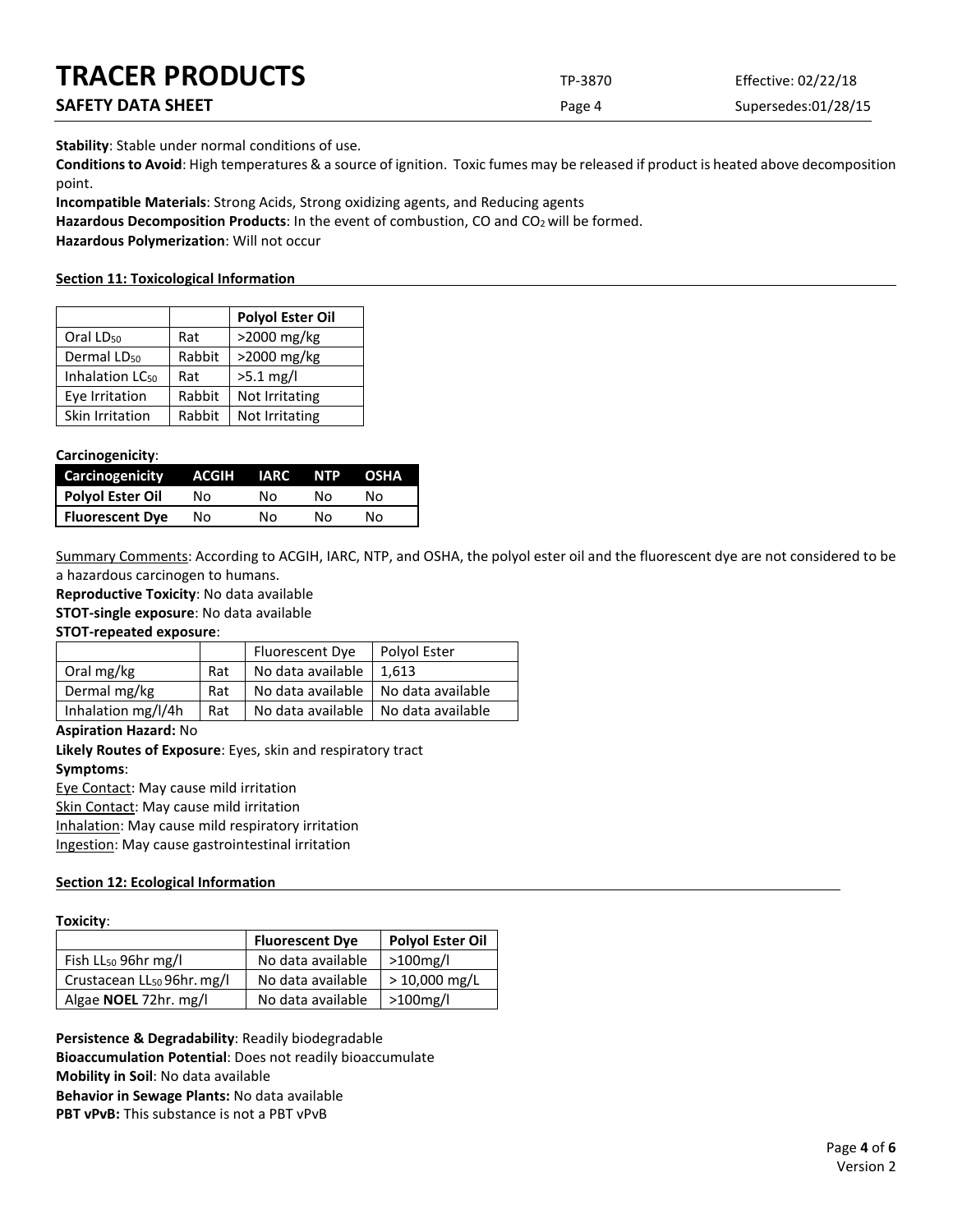**Stability**: Stable under normal conditions of use.

**Conditions to Avoid**: High temperatures & a source of ignition. Toxic fumes may be released if product is heated above decomposition point.

**Incompatible Materials**: Strong Acids, Strong oxidizing agents, and Reducing agents

**Hazardous Decomposition Products**: In the event of combustion, CO and $CO_2$ will be formed.

**Hazardous Polymerization**: Will not occur

## Section 11: Toxicological Information

| | | **Polyol Ester Oil** |
|---|---|---|
| Oral $LD_{50}$ | Rat | >2000 mg/kg |
| Dermal $LD_{50}$ | Rabbit | >2000 mg/kg |
| Inhalation $LC_{50}$ | Rat | >5.1 mg/l |
| Eye Irritation | Rabbit | Not Irritating |
| Skin Irritation | Rabbit | Not Irritating |

**Carcinogenicity**:

| Carcinogenicity | ACGIH | IARC | NTP | OSHA |
|---|---|---|---|---|
| **Polyol Ester Oil** | No | No | No | No |
| **Fluorescent Dye** | No | No | No | No |

Summary Comments: According to ACGIH, IARC, NTP, and OSHA, the polyol ester oil and the fluorescent dye are not considered to be a hazardous carcinogen to humans.

**Reproductive Toxicity**: No data available

**STOT-single exposure**: No data available

**STOT-repeated exposure**:

| | | Fluorescent Dye | Polyol Ester |
|---|---|---|---|
| Oral mg/kg | Rat | No data available | 1,613 |
| Dermal mg/kg | Rat | No data available | No data available |
| Inhalation mg/l/4h | Rat | No data available | No data available |

**Aspiration Hazard:** No

**Likely Routes of Exposure**: Eyes, skin and respiratory tract

**Symptoms**:

Eye Contact: May cause mild irritation

Skin Contact: May cause mild irritation

Inhalation: May cause mild respiratory irritation

Ingestion: May cause gastrointestinal irritation

## Section 12: Ecological Information

**Toxicity**:

| | **Fluorescent Dye** | **Polyol Ester Oil** |
|---|---|---|
| Fish $LL_{50}$ 96hr mg/l | No data available | >100mg/l |
| Crustacean $LL_{50}$ 96hr. mg/l | No data available | > 10,000 mg/L |
| Algae **NOEL** 72hr. mg/l | No data available | >100mg/l |

**Persistence & Degradability**: Readily biodegradable

**Bioaccumulation Potential**: Does not readily bioaccumulate

**Mobility in Soil**: No data available

**Behavior in Sewage Plants:** No data available

**PBT vPvB:** This substance is not a PBT vPvB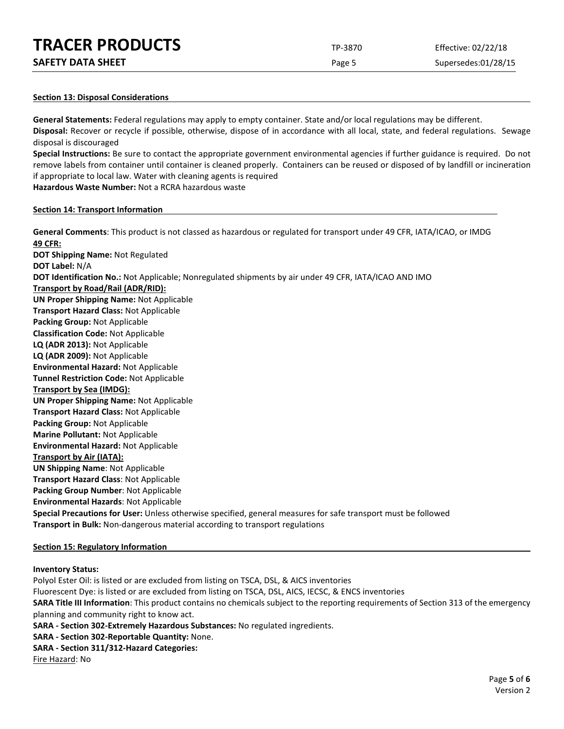## Section 13: Disposal Considerations

**General Statements:** Federal regulations may apply to empty container. State and/or local regulations may be different.
**Disposal:** Recover or recycle if possible, otherwise, dispose of in accordance with all local, state, and federal regulations. Sewage disposal is discouraged
**Special Instructions:** Be sure to contact the appropriate government environmental agencies if further guidance is required. Do not remove labels from container until container is cleaned properly. Containers can be reused or disposed of by landfill or incineration if appropriate to local law. Water with cleaning agents is required
**Hazardous Waste Number:** Not a RCRA hazardous waste

## Section 14: Transport Information

**General Comments**: This product is not classed as hazardous or regulated for transport under 49 CFR, IATA/ICAO, or IMDG
**49 CFR:**
**DOT Shipping Name:** Not Regulated
**DOT Label:** N/A
**DOT Identification No.:** Not Applicable; Nonregulated shipments by air under 49 CFR, IATA/ICAO AND IMO
**Transport by Road/Rail (ADR/RID):**
**UN Proper Shipping Name:** Not Applicable
**Transport Hazard Class:** Not Applicable
**Packing Group:** Not Applicable
**Classification Code:** Not Applicable
**LQ (ADR 2013):** Not Applicable
**LQ (ADR 2009):** Not Applicable
**Environmental Hazard:** Not Applicable
**Tunnel Restriction Code:** Not Applicable
**Transport by Sea (IMDG):**
**UN Proper Shipping Name:** Not Applicable
**Transport Hazard Class:** Not Applicable
**Packing Group:** Not Applicable
**Marine Pollutant:** Not Applicable
**Environmental Hazard:** Not Applicable
**Transport by Air (IATA):**
**UN Shipping Name**: Not Applicable
**Transport Hazard Class**: Not Applicable
**Packing Group Number**: Not Applicable
**Environmental Hazards**: Not Applicable
**Special Precautions for User:** Unless otherwise specified, general measures for safe transport must be followed
**Transport in Bulk:** Non-dangerous material according to transport regulations

## Section 15: Regulatory Information

**Inventory Status:**
Polyol Ester Oil: is listed or are excluded from listing on TSCA, DSL, & AICS inventories
Fluorescent Dye: is listed or are excluded from listing on TSCA, DSL, AICS, IECSC, & ENCS inventories
**SARA Title III Information**: This product contains no chemicals subject to the reporting requirements of Section 313 of the emergency planning and community right to know act.
**SARA - Section 302-Extremely Hazardous Substances:** No regulated ingredients.
**SARA - Section 302-Reportable Quantity:** None.
**SARA - Section 311/312-Hazard Categories:**
Fire Hazard: No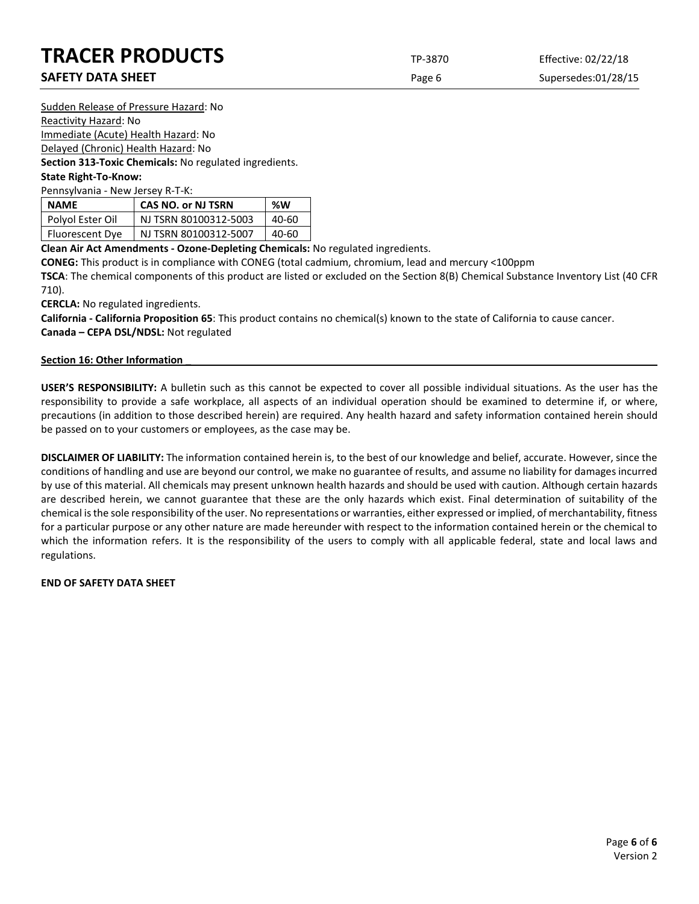Sudden Release of Pressure Hazard: No
Reactivity Hazard: No
Immediate (Acute) Health Hazard: No
Delayed (Chronic) Health Hazard: No

**Section 313-Toxic Chemicals:** No regulated ingredients.

**State Right-To-Know:**

Pennsylvania - New Jersey R-T-K:

| NAME | CAS NO. or NJ TSRN | %W |
|---|---|---|
| Polyol Ester Oil | NJ TSRN 80100312-5003 | 40-60 |
| Fluorescent Dye | NJ TSRN 80100312-5007 | 40-60 |

**Clean Air Act Amendments - Ozone-Depleting Chemicals:** No regulated ingredients.

**CONEG:** This product is in compliance with CONEG (total cadmium, chromium, lead and mercury <100ppm

**TSCA**: The chemical components of this product are listed or excluded on the Section 8(B) Chemical Substance Inventory List (40 CFR 710).

**CERCLA:** No regulated ingredients.

**California - California Proposition 65**: This product contains no chemical(s) known to the state of California to cause cancer.

**Canada – CEPA DSL/NDSL:** Not regulated

## Section 16: Other Information

**USER'S RESPONSIBILITY:** A bulletin such as this cannot be expected to cover all possible individual situations. As the user has the responsibility to provide a safe workplace, all aspects of an individual operation should be examined to determine if, or where, precautions (in addition to those described herein) are required. Any health hazard and safety information contained herein should be passed on to your customers or employees, as the case may be.

**DISCLAIMER OF LIABILITY:** The information contained herein is, to the best of our knowledge and belief, accurate. However, since the conditions of handling and use are beyond our control, we make no guarantee of results, and assume no liability for damages incurred by use of this material. All chemicals may present unknown health hazards and should be used with caution. Although certain hazards are described herein, we cannot guarantee that these are the only hazards which exist. Final determination of suitability of the chemical is the sole responsibility of the user. No representations or warranties, either expressed or implied, of merchantability, fitness for a particular purpose or any other nature are made hereunder with respect to the information contained herein or the chemical to which the information refers. It is the responsibility of the users to comply with all applicable federal, state and local laws and regulations.

**END OF SAFETY DATA SHEET**